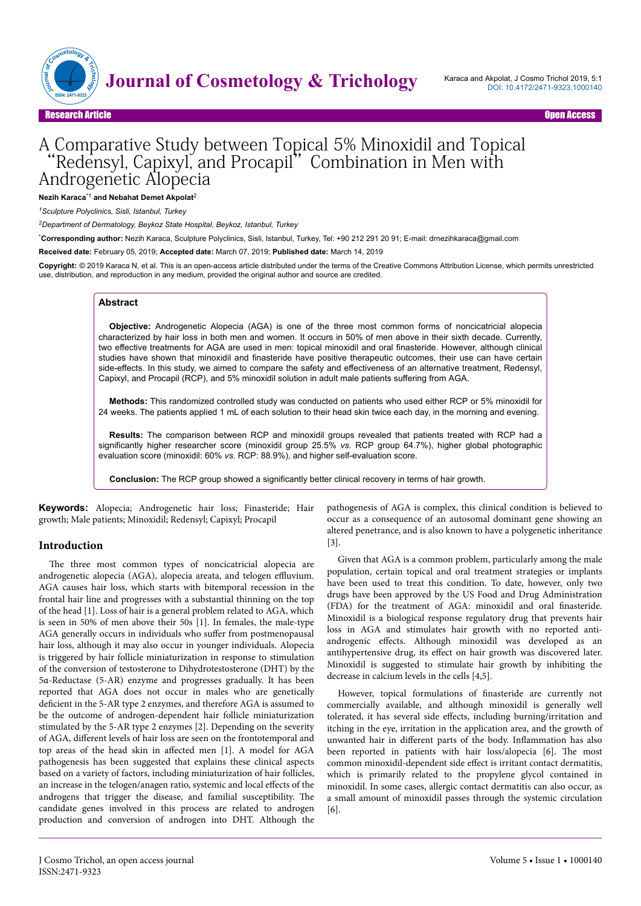# A Comparative Study between Topical 5% Minoxidil and Topical "Redensyl, Capixyl, and Procapil" Combination in Men with Androgenetic Alopecia

**Nezih Karaca**[*1] **and Nebahat Demet Akpolat**[2]

[1]*Sculpture Polyclinics, Sisli, Istanbul, Turkey*

[2]*Department of Dermatology, Beykoz State Hospital, Beykoz, Istanbul, Turkey*

[*]**Corresponding author:** Nezih Karaca, Sculpture Polyclinics, Sisli, Istanbul, Turkey, Tel: +90 212 291 20 91; E-mail: drnezihkaraca@gmail.com

**Received date:** February 05, 2019; **Accepted date:** March 07, 2019; **Published date:** March 14, 2019

**Copyright:** © 2019 Karaca N, et al. This is an open-access article distributed under the terms of the Creative Commons Attribution License, which permits unrestricted use, distribution, and reproduction in any medium, provided the original author and source are credited.

## Abstract

**Objective:** Androgenetic Alopecia (AGA) is one of the three most common forms of noncicatricial alopecia characterized by hair loss in both men and women. It occurs in 50% of men above in their sixth decade. Currently, two effective treatments for AGA are used in men: topical minoxidil and oral finasteride. However, although clinical studies have shown that minoxidil and finasteride have positive therapeutic outcomes, their use can have certain side-effects. In this study, we aimed to compare the safety and effectiveness of an alternative treatment, Redensyl, Capixyl, and Procapil (RCP), and 5% minoxidil solution in adult male patients suffering from AGA.

**Methods:** This randomized controlled study was conducted on patients who used either RCP or 5% minoxidil for 24 weeks. The patients applied 1 mL of each solution to their head skin twice each day, in the morning and evening.

**Results:** The comparison between RCP and minoxidil groups revealed that patients treated with RCP had a significantly higher researcher score (minoxidil group 25.5% *vs.* RCP group 64.7%), higher global photographic evaluation score (minoxidil: 60% *vs.* RCP: 88.9%), and higher self-evaluation score.

**Conclusion:** The RCP group showed a significantly better clinical recovery in terms of hair growth.

**Keywords:** Alopecia; Androgenetic hair loss; Finasteride; Hair growth; Male patients; Minoxidil; Redensyl; Capixyl; Procapil

## Introduction

The three most common types of noncicatricial alopecia are androgenetic alopecia (AGA), alopecia areata, and telogen effluvium. AGA causes hair loss, which starts with bitemporal recession in the frontal hair line and progresses with a substantial thinning on the top of the head [1]. Loss of hair is a general problem related to AGA, which is seen in 50% of men above their 50s [1]. In females, the male-type AGA generally occurs in individuals who suffer from postmenopausal hair loss, although it may also occur in younger individuals. Alopecia is triggered by hair follicle miniaturization in response to stimulation of the conversion of testosterone to Dihydrotestosterone (DHT) by the 5α-Reductase (5-AR) enzyme and progresses gradually. It has been reported that AGA does not occur in males who are genetically deficient in the 5-AR type 2 enzymes, and therefore AGA is assumed to be the outcome of androgen-dependent hair follicle miniaturization stimulated by the 5-AR type 2 enzymes [2]. Depending on the severity of AGA, different levels of hair loss are seen on the frontotemporal and top areas of the head skin in affected men [1]. A model for AGA pathogenesis has been suggested that explains these clinical aspects based on a variety of factors, including miniaturization of hair follicles, an increase in the telogen/anagen ratio, systemic and local effects of the androgens that trigger the disease, and familial susceptibility. The candidate genes involved in this process are related to androgen production and conversion of androgen into DHT. Although the pathogenesis of AGA is complex, this clinical condition is believed to occur as a consequence of an autosomal dominant gene showing an altered penetrance, and is also known to have a polygenetic inheritance [3].

Given that AGA is a common problem, particularly among the male population, certain topical and oral treatment strategies or implants have been used to treat this condition. To date, however, only two drugs have been approved by the US Food and Drug Administration (FDA) for the treatment of AGA: minoxidil and oral finasteride. Minoxidil is a biological response regulatory drug that prevents hair loss in AGA and stimulates hair growth with no reported anti-androgenic effects. Although minoxidil was developed as an antihypertensive drug, its effect on hair growth was discovered later. Minoxidil is suggested to stimulate hair growth by inhibiting the decrease in calcium levels in the cells [4,5].

However, topical formulations of finasteride are currently not commercially available, and although minoxidil is generally well tolerated, it has several side effects, including burning/irritation and itching in the eye, irritation in the application area, and the growth of unwanted hair in different parts of the body. Inflammation has also been reported in patients with hair loss/alopecia [6]. The most common minoxidil-dependent side effect is irritant contact dermatitis, which is primarily related to the propylene glycol contained in minoxidil. In some cases, allergic contact dermatitis can also occur, as a small amount of minoxidil passes through the systemic circulation [6].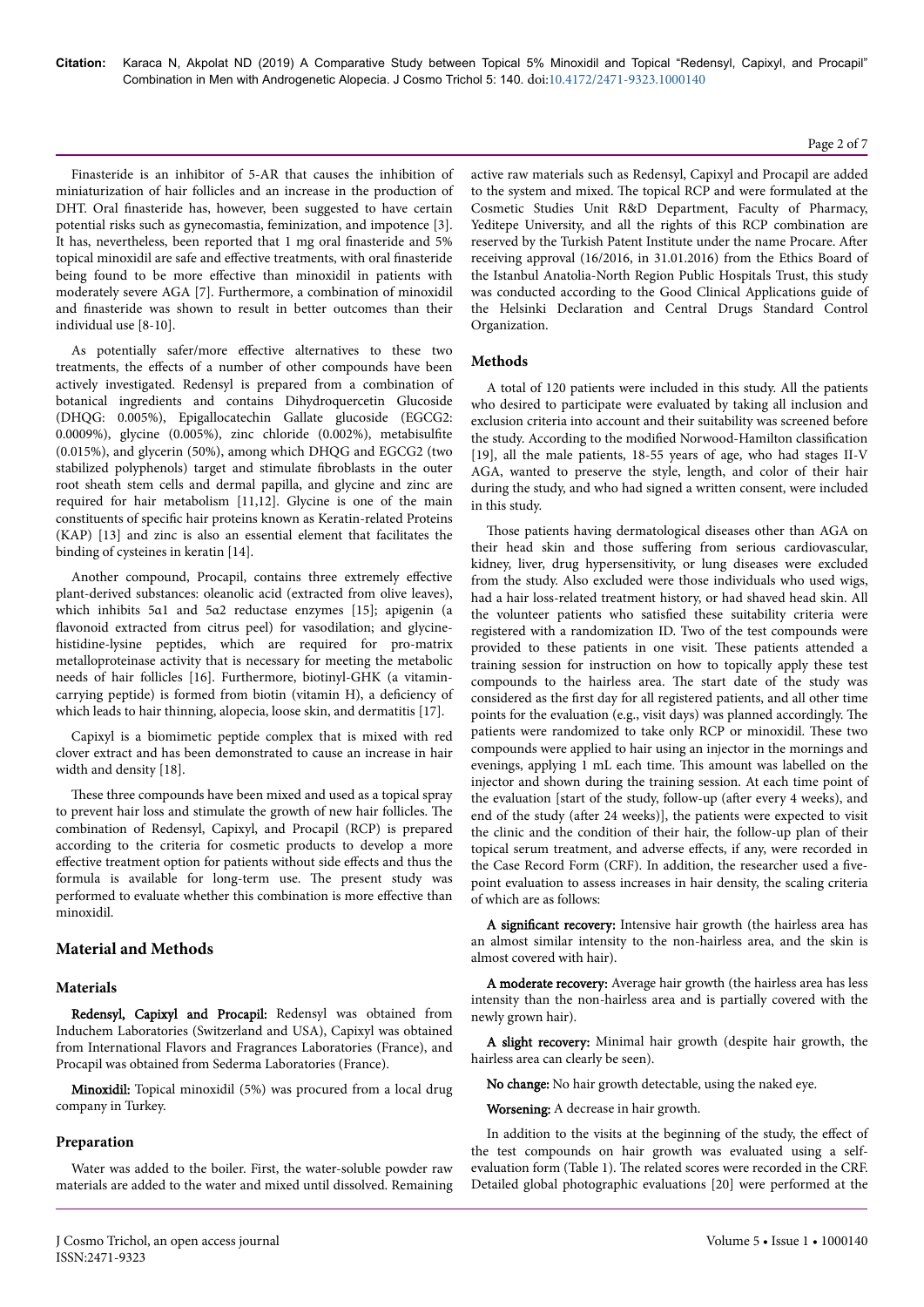Finasteride is an inhibitor of 5-AR that causes the inhibition of miniaturization of hair follicles and an increase in the production of DHT. Oral finasteride has, however, been suggested to have certain potential risks such as gynecomastia, feminization, and impotence [3]. It has, nevertheless, been reported that 1 mg oral finasteride and 5% topical minoxidil are safe and effective treatments, with oral finasteride being found to be more effective than minoxidil in patients with moderately severe AGA [7]. Furthermore, a combination of minoxidil and finasteride was shown to result in better outcomes than their individual use [8-10].

As potentially safer/more effective alternatives to these two treatments, the effects of a number of other compounds have been actively investigated. Redensyl is prepared from a combination of botanical ingredients and contains Dihydroquercetin Glucoside (DHQG: 0.005%), Epigallocatechin Gallate glucoside (EGCG2: 0.0009%), glycine (0.005%), zinc chloride (0.002%), metabisulfite (0.015%), and glycerin (50%), among which DHQG and EGCG2 (two stabilized polyphenols) target and stimulate fibroblasts in the outer root sheath stem cells and dermal papilla, and glycine and zinc are required for hair metabolism [11,12]. Glycine is one of the main constituents of specific hair proteins known as Keratin-related Proteins (KAP) [13] and zinc is also an essential element that facilitates the binding of cysteines in keratin [14].

Another compound, Procapil, contains three extremely effective plant-derived substances: oleanolic acid (extracted from olive leaves), which inhibits 5α1 and 5α2 reductase enzymes [15]; apigenin (a flavonoid extracted from citrus peel) for vasodilation; and glycine-histidine-lysine peptides, which are required for pro-matrix metalloproteinase activity that is necessary for meeting the metabolic needs of hair follicles [16]. Furthermore, biotinyl-GHK (a vitamin-carrying peptide) is formed from biotin (vitamin H), a deficiency of which leads to hair thinning, alopecia, loose skin, and dermatitis [17].

Capixyl is a biomimetic peptide complex that is mixed with red clover extract and has been demonstrated to cause an increase in hair width and density [18].

These three compounds have been mixed and used as a topical spray to prevent hair loss and stimulate the growth of new hair follicles. The combination of Redensyl, Capixyl, and Procapil (RCP) is prepared according to the criteria for cosmetic products to develop a more effective treatment option for patients without side effects and thus the formula is available for long-term use. The present study was performed to evaluate whether this combination is more effective than minoxidil.

## Material and Methods

### Materials

**Redensyl, Capixyl and Procapil:** Redensyl was obtained from Induchem Laboratories (Switzerland and USA), Capixyl was obtained from International Flavors and Fragrances Laboratories (France), and Procapil was obtained from Sederma Laboratories (France).

**Minoxidil:** Topical minoxidil (5%) was procured from a local drug company in Turkey.

### Preparation

Water was added to the boiler. First, the water-soluble powder raw materials are added to the water and mixed until dissolved. Remaining active raw materials such as Redensyl, Capixyl and Procapil are added to the system and mixed. The topical RCP and were formulated at the Cosmetic Studies Unit R&D Department, Faculty of Pharmacy, Yeditepe University, and all the rights of this RCP combination are reserved by the Turkish Patent Institute under the name Procare. After receiving approval (16/2016, in 31.01.2016) from the Ethics Board of the Istanbul Anatolia-North Region Public Hospitals Trust, this study was conducted according to the Good Clinical Applications guide of the Helsinki Declaration and Central Drugs Standard Control Organization.

## Methods

A total of 120 patients were included in this study. All the patients who desired to participate were evaluated by taking all inclusion and exclusion criteria into account and their suitability was screened before the study. According to the modified Norwood-Hamilton classification [19], all the male patients, 18-55 years of age, who had stages II-V AGA, wanted to preserve the style, length, and color of their hair during the study, and who had signed a written consent, were included in this study.

Those patients having dermatological diseases other than AGA on their head skin and those suffering from serious cardiovascular, kidney, liver, drug hypersensitivity, or lung diseases were excluded from the study. Also excluded were those individuals who used wigs, had a hair loss-related treatment history, or had shaved head skin. All the volunteer patients who satisfied these suitability criteria were registered with a randomization ID. Two of the test compounds were provided to these patients in one visit. These patients attended a training session for instruction on how to topically apply these test compounds to the hairless area. The start date of the study was considered as the first day for all registered patients, and all other time points for the evaluation (e.g., visit days) was planned accordingly. The patients were randomized to take only RCP or minoxidil. These two compounds were applied to hair using an injector in the mornings and evenings, applying 1 mL each time. This amount was labelled on the injector and shown during the training session. At each time point of the evaluation [start of the study, follow-up (after every 4 weeks), and end of the study (after 24 weeks)], the patients were expected to visit the clinic and the condition of their hair, the follow-up plan of their topical serum treatment, and adverse effects, if any, were recorded in the Case Record Form (CRF). In addition, the researcher used a five-point evaluation to assess increases in hair density, the scaling criteria of which are as follows:

**A significant recovery:** Intensive hair growth (the hairless area has an almost similar intensity to the non-hairless area, and the skin is almost covered with hair).

**A moderate recovery:** Average hair growth (the hairless area has less intensity than the non-hairless area and is partially covered with the newly grown hair).

**A slight recovery:** Minimal hair growth (despite hair growth, the hairless area can clearly be seen).

**No change:** No hair growth detectable, using the naked eye.

**Worsening:** A decrease in hair growth.

In addition to the visits at the beginning of the study, the effect of the test compounds on hair growth was evaluated using a self-evaluation form (Table 1). The related scores were recorded in the CRF. Detailed global photographic evaluations [20] were performed at the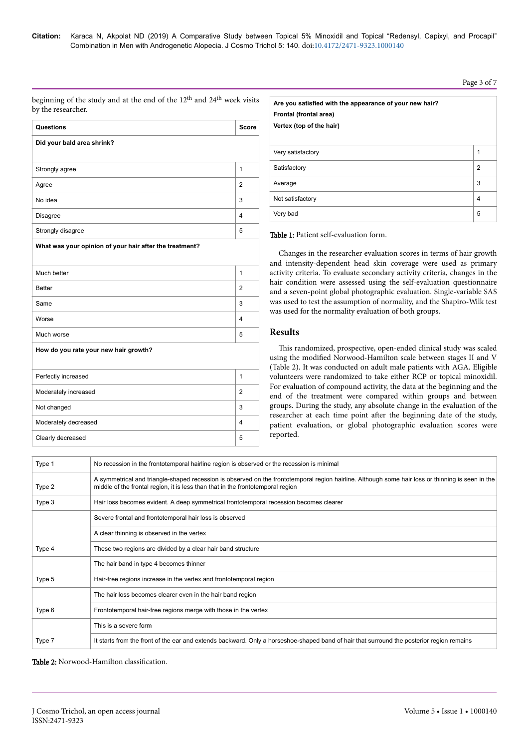beginning of the study and at the end of the 12th and 24th week visits by the researcher.

| Questions | Score |
|---|---|
| **Did your bald area shrink?** | |
| Strongly agree | 1 |
| Agree | 2 |
| No idea | 3 |
| Disagree | 4 |
| Strongly disagree | 5 |
| **What was your opinion of your hair after the treatment?** | |
| Much better | 1 |
| Better | 2 |
| Same | 3 |
| Worse | 4 |
| Much worse | 5 |
| **How do you rate your new hair growth?** | |
| Perfectly increased | 1 |
| Moderately increased | 2 |
| Not changed | 3 |
| Moderately decreased | 4 |
| Clearly decreased | 5 |
| **Are you satisfied with the appearance of your new hair? Frontal (frontal area) Vertex (top of the hair)** | |
| Very satisfactory | 1 |
| Satisfactory | 2 |
| Average | 3 |
| Not satisfactory | 4 |
| Very bad | 5 |

**Table 1:** Patient self-evaluation form.

Changes in the researcher evaluation scores in terms of hair growth and intensity-dependent head skin coverage were used as primary activity criteria. To evaluate secondary activity criteria, changes in the hair condition were assessed using the self-evaluation questionnaire and a seven-point global photographic evaluation. Single-variable SAS was used to test the assumption of normality, and the Shapiro-Wilk test was used for the normality evaluation of both groups.

## Results

This randomized, prospective, open-ended clinical study was scaled using the modified Norwood-Hamilton scale between stages II and V (Table 2). It was conducted on adult male patients with AGA. Eligible volunteers were randomized to take either RCP or topical minoxidil. For evaluation of compound activity, the data at the beginning and the end of the treatment were compared within groups and between groups. During the study, any absolute change in the evaluation of the researcher at each time point after the beginning date of the study, patient evaluation, or global photographic evaluation scores were reported.

| | |
|---|---|
| Type 1 | No recession in the frontotemporal hairline region is observed or the recession is minimal |
| Type 2 | A symmetrical and triangle-shaped recession is observed on the frontotemporal region hairline. Although some hair loss or thinning is seen in the middle of the frontal region, it is less than that in the frontotemporal region |
| Type 3 | Hair loss becomes evident. A deep symmetrical frontotemporal recession becomes clearer |
| Type 4 | Severe frontal and frontotemporal hair loss is observed |
| | A clear thinning is observed in the vertex |
| | These two regions are divided by a clear hair band structure |
| Type 5 | The hair band in type 4 becomes thinner |
| | Hair-free regions increase in the vertex and frontotemporal region |
| Type 6 | The hair loss becomes clearer even in the hair band region |
| | Frontotemporal hair-free regions merge with those in the vertex |
| Type 7 | This is a severe form |
| | It starts from the front of the ear and extends backward. Only a horseshoe-shaped band of hair that surround the posterior region remains |

**Table 2:** Norwood-Hamilton classification.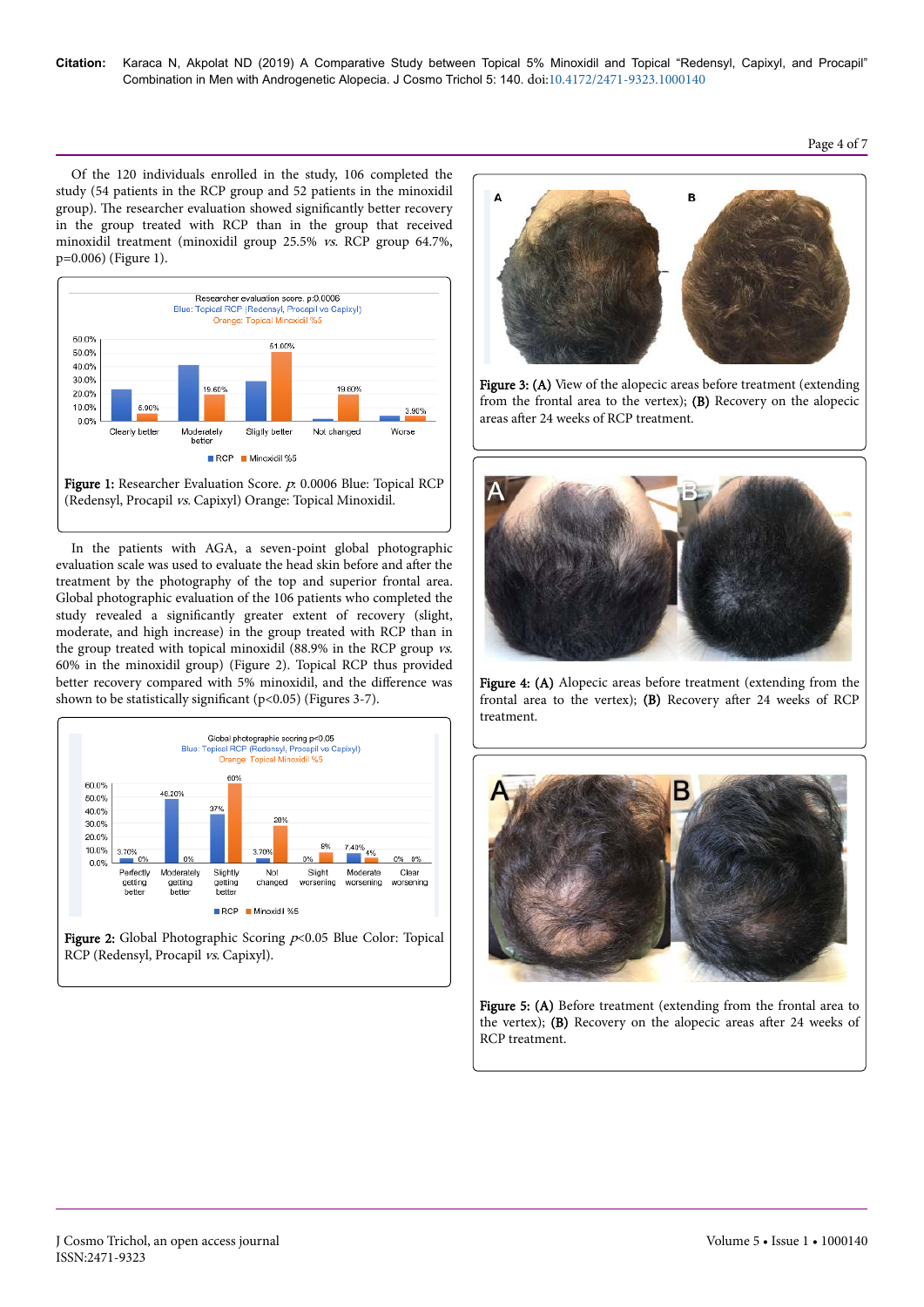Of the 120 individuals enrolled in the study, 106 completed the study (54 patients in the RCP group and 52 patients in the minoxidil group). The researcher evaluation showed significantly better recovery in the group treated with RCP than in the group that received minoxidil treatment (minoxidil group 25.5% *vs.* RCP group 64.7%, p=0.006) (Figure 1).

**Figure 1:** Researcher Evaluation Score. *p*: 0.0006 Blue: Topical RCP (Redensyl, Procapil *vs.* Capixyl) Orange: Topical Minoxidil.

In the patients with AGA, a seven-point global photographic evaluation scale was used to evaluate the head skin before and after the treatment by the photography of the top and superior frontal area. Global photographic evaluation of the 106 patients who completed the study revealed a significantly greater extent of recovery (slight, moderate, and high increase) in the group treated with RCP than in the group treated with topical minoxidil (88.9% in the RCP group *vs.* 60% in the minoxidil group) (Figure 2). Topical RCP thus provided better recovery compared with 5% minoxidil, and the difference was shown to be statistically significant (p<0.05) (Figures 3-7).

**Figure 2:** Global Photographic Scoring *p*<0.05 Blue Color: Topical RCP (Redensyl, Procapil *vs.* Capixyl).

**Figure 3: (A)** View of the alopecic areas before treatment (extending from the frontal area to the vertex); **(B)** Recovery on the alopecic areas after 24 weeks of RCP treatment.

**Figure 4: (A)** Alopecic areas before treatment (extending from the frontal area to the vertex); **(B)** Recovery after 24 weeks of RCP treatment.

**Figure 5: (A)** Before treatment (extending from the frontal area to the vertex); **(B)** Recovery on the alopecic areas after 24 weeks of RCP treatment.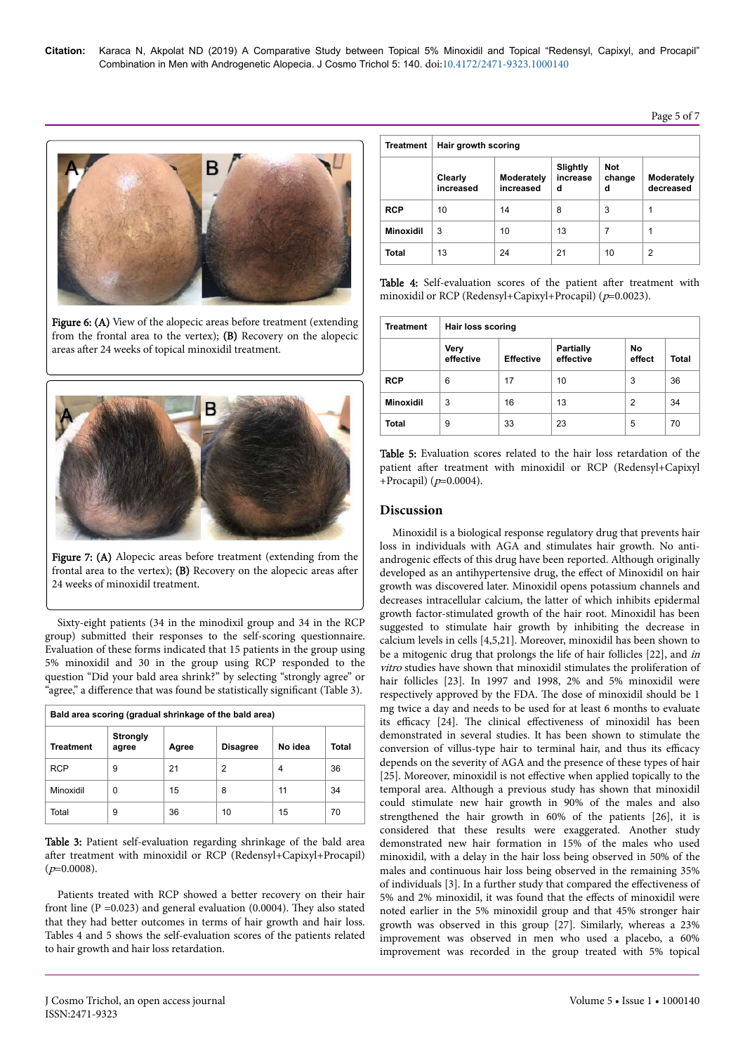Figure 6: (A) View of the alopecic areas before treatment (extending from the frontal area to the vertex); (B) Recovery on the alopecic areas after 24 weeks of topical minoxidil treatment.

Figure 7: (A) Alopecic areas before treatment (extending from the frontal area to the vertex); (B) Recovery on the alopecic areas after 24 weeks of minoxidil treatment.

Sixty-eight patients (34 in the minodixil group and 34 in the RCP group) submitted their responses to the self-scoring questionnaire. Evaluation of these forms indicated that 15 patients in the group using 5% minoxidil and 30 in the group using RCP responded to the question "Did your bald area shrink?" by selecting "strongly agree" or "agree," a difference that was found be statistically significant (Table 3).

| Bald area scoring (gradual shrinkage of the bald area) | | | | | |
|---|---|---|---|---|---|
| Treatment | Strongly agree | Agree | Disagree | No idea | Total |
| RCP | 9 | 21 | 2 | 4 | 36 |
| Minoxidil | 0 | 15 | 8 | 11 | 34 |
| Total | 9 | 36 | 10 | 15 | 70 |

Table 3: Patient self-evaluation regarding shrinkage of the bald area after treatment with minoxidil or RCP (Redensyl+Capixyl+Procapil) ($p$=0.0008).

Patients treated with RCP showed a better recovery on their hair front line (P =0.023) and general evaluation (0.0004). They also stated that they had better outcomes in terms of hair growth and hair loss. Tables 4 and 5 shows the self-evaluation scores of the patients related to hair growth and hair loss retardation.

| Treatment | Hair growth scoring | | | | |
|---|---|---|---|---|---|
| | Clearly increased | Moderately increased | Slightly increased | Not changed | Moderately decreased |
| RCP | 10 | 14 | 8 | 3 | 1 |
| Minoxidil | 3 | 10 | 13 | 7 | 1 |
| Total | 13 | 24 | 21 | 10 | 2 |

Table 4: Self-evaluation scores of the patient after treatment with minoxidil or RCP (Redensyl+Capixyl+Procapil) ($p$=0.0023).

| Treatment | Hair loss scoring | | | | |
|---|---|---|---|---|---|
| | Very effective | Effective | Partially effective | No effect | Total |
| RCP | 6 | 17 | 10 | 3 | 36 |
| Minoxidil | 3 | 16 | 13 | 2 | 34 |
| Total | 9 | 33 | 23 | 5 | 70 |

Table 5: Evaluation scores related to the hair loss retardation of the patient after treatment with minoxidil or RCP (Redensyl+Capixyl+Procapil) ($p$=0.0004).

## Discussion

Minoxidil is a biological response regulatory drug that prevents hair loss in individuals with AGA and stimulates hair growth. No anti-androgenic effects of this drug have been reported. Although originally developed as an antihypertensive drug, the effect of Minoxidil on hair growth was discovered later. Minoxidil opens potassium channels and decreases intracellular calcium, the latter of which inhibits epidermal growth factor-stimulated growth of the hair root. Minoxidil has been suggested to stimulate hair growth by inhibiting the decrease in calcium levels in cells [4,5,21]. Moreover, minoxidil has been shown to be a mitogenic drug that prolongs the life of hair follicles [22], and *in vitro* studies have shown that minoxidil stimulates the proliferation of hair follicles [23]. In 1997 and 1998, 2% and 5% minoxidil were respectively approved by the FDA. The dose of minoxidil should be 1 mg twice a day and needs to be used for at least 6 months to evaluate its efficacy [24]. The clinical effectiveness of minoxidil has been demonstrated in several studies. It has been shown to stimulate the conversion of villus-type hair to terminal hair, and thus its efficacy depends on the severity of AGA and the presence of these types of hair [25]. Moreover, minoxidil is not effective when applied topically to the temporal area. Although a previous study has shown that minoxidil could stimulate new hair growth in 90% of the males and also strengthened the hair growth in 60% of the patients [26], it is considered that these results were exaggerated. Another study demonstrated new hair formation in 15% of the males who used minoxidil, with a delay in the hair loss being observed in 50% of the males and continuous hair loss being observed in the remaining 35% of individuals [3]. In a further study that compared the effectiveness of 5% and 2% minoxidil, it was found that the effects of minoxidil were noted earlier in the 5% minoxidil group and that 45% stronger hair growth was observed in this group [27]. Similarly, whereas a 23% improvement was observed in men who used a placebo, a 60% improvement was recorded in the group treated with 5% topical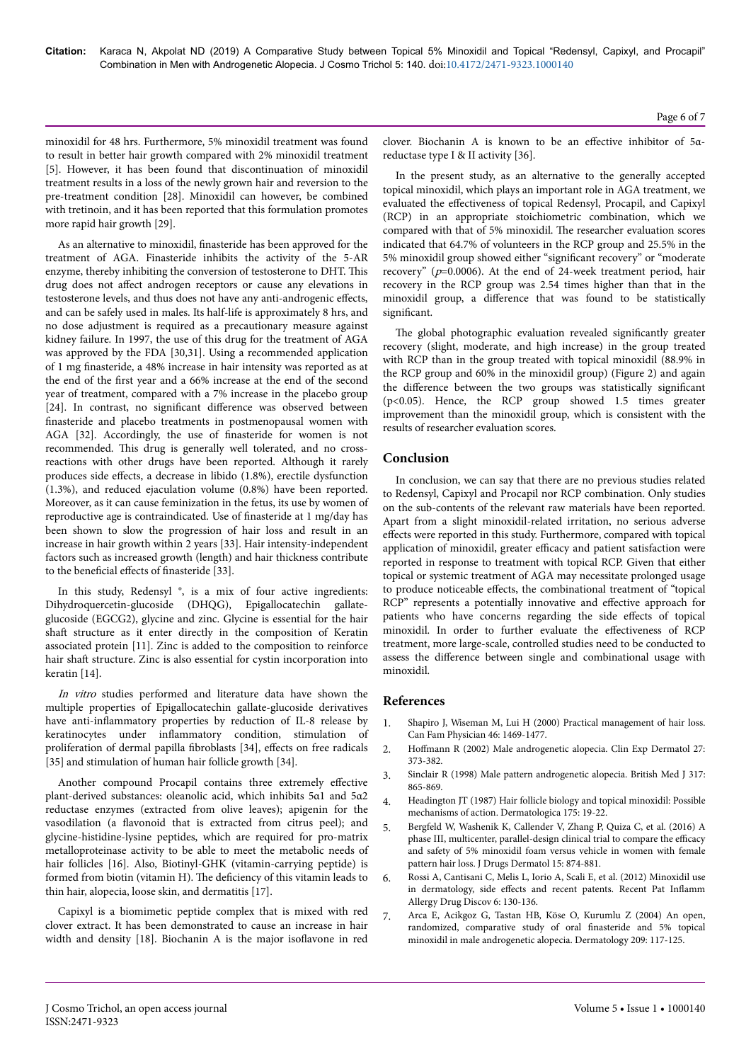minoxidil for 48 hrs. Furthermore, 5% minoxidil treatment was found to result in better hair growth compared with 2% minoxidil treatment [5]. However, it has been found that discontinuation of minoxidil treatment results in a loss of the newly grown hair and reversion to the pre-treatment condition [28]. Minoxidil can however, be combined with tretinoin, and it has been reported that this formulation promotes more rapid hair growth [29].

As an alternative to minoxidil, finasteride has been approved for the treatment of AGA. Finasteride inhibits the activity of the 5-AR enzyme, thereby inhibiting the conversion of testosterone to DHT. This drug does not affect androgen receptors or cause any elevations in testosterone levels, and thus does not have any anti-androgenic effects, and can be safely used in males. Its half-life is approximately 8 hrs, and no dose adjustment is required as a precautionary measure against kidney failure. In 1997, the use of this drug for the treatment of AGA was approved by the FDA [30,31]. Using a recommended application of 1 mg finasteride, a 48% increase in hair intensity was reported as at the end of the first year and a 66% increase at the end of the second year of treatment, compared with a 7% increase in the placebo group [24]. In contrast, no significant difference was observed between finasteride and placebo treatments in postmenopausal women with AGA [32]. Accordingly, the use of finasteride for women is not recommended. This drug is generally well tolerated, and no cross-reactions with other drugs have been reported. Although it rarely produces side effects, a decrease in libido (1.8%), erectile dysfunction (1.3%), and reduced ejaculation volume (0.8%) have been reported. Moreover, as it can cause feminization in the fetus, its use by women of reproductive age is contraindicated. Use of finasteride at 1 mg/day has been shown to slow the progression of hair loss and result in an increase in hair growth within 2 years [33]. Hair intensity-independent factors such as increased growth (length) and hair thickness contribute to the beneficial effects of finasteride [33].

In this study, Redensyl ®, is a mix of four active ingredients: Dihydroquercetin-glucoside (DHQG), Epigallocatechin gallate-glucoside (EGCG2), glycine and zinc. Glycine is essential for the hair shaft structure as it enter directly in the composition of Keratin associated protein [11]. Zinc is added to the composition to reinforce hair shaft structure. Zinc is also essential for cystin incorporation into keratin [14].

*In vitro* studies performed and literature data have shown the multiple properties of Epigallocatechin gallate-glucoside derivatives have anti-inflammatory properties by reduction of IL-8 release by keratinocytes under inflammatory condition, stimulation of proliferation of dermal papilla fibroblasts [34], effects on free radicals [35] and stimulation of human hair follicle growth [34].

Another compound Procapil contains three extremely effective plant-derived substances: oleanolic acid, which inhibits 5α1 and 5α2 reductase enzymes (extracted from olive leaves); apigenin for the vasodilation (a flavonoid that is extracted from citrus peel); and glycine-histidine-lysine peptides, which are required for pro-matrix metalloproteinase activity to be able to meet the metabolic needs of hair follicles [16]. Also, Biotinyl-GHK (vitamin-carrying peptide) is formed from biotin (vitamin H). The deficiency of this vitamin leads to thin hair, alopecia, loose skin, and dermatitis [17].

Capixyl is a biomimetic peptide complex that is mixed with red clover extract. It has been demonstrated to cause an increase in hair width and density [18]. Biochanin A is the major isoflavone in red clover. Biochanin A is known to be an effective inhibitor of 5α-reductase type I & II activity [36].

In the present study, as an alternative to the generally accepted topical minoxidil, which plays an important role in AGA treatment, we evaluated the effectiveness of topical Redensyl, Procapil, and Capixyl (RCP) in an appropriate stoichiometric combination, which we compared with that of 5% minoxidil. The researcher evaluation scores indicated that 64.7% of volunteers in the RCP group and 25.5% in the 5% minoxidil group showed either "significant recovery" or "moderate recovery" ($p$=0.0006). At the end of 24-week treatment period, hair recovery in the RCP group was 2.54 times higher than that in the minoxidil group, a difference that was found to be statistically significant.

The global photographic evaluation revealed significantly greater recovery (slight, moderate, and high increase) in the group treated with RCP than in the group treated with topical minoxidil (88.9% in the RCP group and 60% in the minoxidil group) (Figure 2) and again the difference between the two groups was statistically significant ($p<0.05$). Hence, the RCP group showed 1.5 times greater improvement than the minoxidil group, which is consistent with the results of researcher evaluation scores.

## Conclusion

In conclusion, we can say that there are no previous studies related to Redensyl, Capixyl and Procapil nor RCP combination. Only studies on the sub-contents of the relevant raw materials have been reported. Apart from a slight minoxidil-related irritation, no serious adverse effects were reported in this study. Furthermore, compared with topical application of minoxidil, greater efficacy and patient satisfaction were reported in response to treatment with topical RCP. Given that either topical or systemic treatment of AGA may necessitate prolonged usage to produce noticeable effects, the combinational treatment of "topical RCP" represents a potentially innovative and effective approach for patients who have concerns regarding the side effects of topical minoxidil. In order to further evaluate the effectiveness of RCP treatment, more large-scale, controlled studies need to be conducted to assess the difference between single and combinational usage with minoxidil.

## References

1. Shapiro J, Wiseman M, Lui H (2000) Practical management of hair loss. Can Fam Physician 46: 1469-1477.
2. Hoffmann R (2002) Male androgenetic alopecia. Clin Exp Dermatol 27: 373-382.
3. Sinclair R (1998) Male pattern androgenetic alopecia. British Med J 317: 865-869.
4. Headington JT (1987) Hair follicle biology and topical minoxidil: Possible mechanisms of action. Dermatologica 175: 19-22.
5. Bergfeld W, Washenik K, Callender V, Zhang P, Quiza C, et al. (2016) A phase III, multicenter, parallel-design clinical trial to compare the efficacy and safety of 5% minoxidil foam versus vehicle in women with female pattern hair loss. J Drugs Dermatol 15: 874-881.
6. Rossi A, Cantisani C, Melis L, Iorio A, Scali E, et al. (2012) Minoxidil use in dermatology, side effects and recent patents. Recent Pat Inflamm Allergy Drug Discov 6: 130-136.
7. Arca E, Acikgoz G, Tastan HB, Köse O, Kurumlu Z (2004) An open, randomized, comparative study of oral finasteride and 5% topical minoxidil in male androgenetic alopecia. Dermatology 209: 117-125.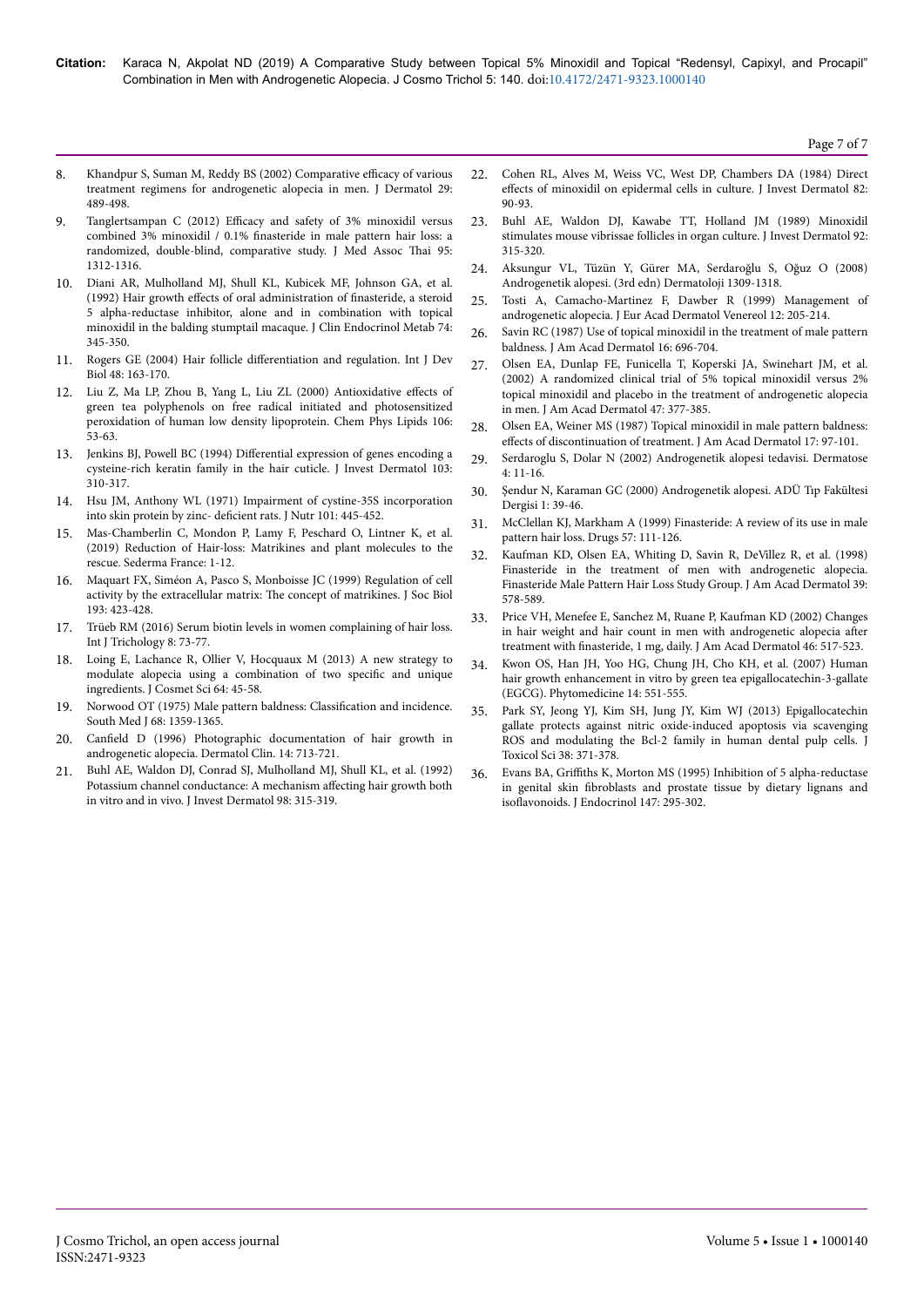8. Khandpur S, Suman M, Reddy BS (2002) Comparative efficacy of various treatment regimens for androgenetic alopecia in men. J Dermatol 29: 489-498.
9. Tanglertsampan C (2012) Efficacy and safety of 3% minoxidil versus combined 3% minoxidil / 0.1% finasteride in male pattern hair loss: a randomized, double-blind, comparative study. J Med Assoc Thai 95: 1312-1316.
10. Diani AR, Mulholland MJ, Shull KL, Kubicek MF, Johnson GA, et al. (1992) Hair growth effects of oral administration of finasteride, a steroid 5 alpha-reductase inhibitor, alone and in combination with topical minoxidil in the balding stumptail macaque. J Clin Endocrinol Metab 74: 345-350.
11. Rogers GE (2004) Hair follicle differentiation and regulation. Int J Dev Biol 48: 163-170.
12. Liu Z, Ma LP, Zhou B, Yang L, Liu ZL (2000) Antioxidative effects of green tea polyphenols on free radical initiated and photosensitized peroxidation of human low density lipoprotein. Chem Phys Lipids 106: 53-63.
13. Jenkins BJ, Powell BC (1994) Differential expression of genes encoding a cysteine-rich keratin family in the hair cuticle. J Invest Dermatol 103: 310-317.
14. Hsu JM, Anthony WL (1971) Impairment of cystine-35S incorporation into skin protein by zinc- deficient rats. J Nutr 101: 445-452.
15. Mas-Chamberlin C, Mondon P, Lamy F, Peschard O, Lintner K, et al. (2019) Reduction of Hair-loss: Matrikines and plant molecules to the rescue. Sederma France: 1-12.
16. Maquart FX, Siméon A, Pasco S, Monboisse JC (1999) Regulation of cell activity by the extracellular matrix: The concept of matrikines. J Soc Biol 193: 423-428.
17. Trüeb RM (2016) Serum biotin levels in women complaining of hair loss. Int J Trichology 8: 73-77.
18. Loing E, Lachance R, Ollier V, Hocquaux M (2013) A new strategy to modulate alopecia using a combination of two specific and unique ingredients. J Cosmet Sci 64: 45-58.
19. Norwood OT (1975) Male pattern baldness: Classification and incidence. South Med J 68: 1359-1365.
20. Canfield D (1996) Photographic documentation of hair growth in androgenetic alopecia. Dermatol Clin. 14: 713-721.
21. Buhl AE, Waldon DJ, Conrad SJ, Mulholland MJ, Shull KL, et al. (1992) Potassium channel conductance: A mechanism affecting hair growth both in vitro and in vivo. J Invest Dermatol 98: 315-319.
22. Cohen RL, Alves M, Weiss VC, West DP, Chambers DA (1984) Direct effects of minoxidil on epidermal cells in culture. J Invest Dermatol 82: 90-93.
23. Buhl AE, Waldon DJ, Kawabe TT, Holland JM (1989) Minoxidil stimulates mouse vibrissae follicles in organ culture. J Invest Dermatol 92: 315-320.
24. Aksungur VL, Tüzün Y, Gürer MA, Serdaroğlu S, Oğuz O (2008) Androgenetik alopesi. (3rd edn) Dermatoloji 1309-1318.
25. Tosti A, Camacho-Martinez F, Dawber R (1999) Management of androgenetic alopecia. J Eur Acad Dermatol Venereol 12: 205-214.
26. Savin RC (1987) Use of topical minoxidil in the treatment of male pattern baldness. J Am Acad Dermatol 16: 696-704.
27. Olsen EA, Dunlap FE, Funicella T, Koperski JA, Swinehart JM, et al. (2002) A randomized clinical trial of 5% topical minoxidil versus 2% topical minoxidil and placebo in the treatment of androgenetic alopecia in men. J Am Acad Dermatol 47: 377-385.
28. Olsen EA, Weiner MS (1987) Topical minoxidil in male pattern baldness: effects of discontinuation of treatment. J Am Acad Dermatol 17: 97-101.
29. Serdaroglu S, Dolar N (2002) Androgenetik alopesi tedavisi. Dermatose 4: 11-16.
30. Şendur N, Karaman GC (2000) Androgenetik alopesi. ADÜ Tıp Fakültesi Dergisi 1: 39-46.
31. McClellan KJ, Markham A (1999) Finasteride: A review of its use in male pattern hair loss. Drugs 57: 111-126.
32. Kaufman KD, Olsen EA, Whiting D, Savin R, DeVillez R, et al. (1998) Finasteride in the treatment of men with androgenetic alopecia. Finasteride Male Pattern Hair Loss Study Group. J Am Acad Dermatol 39: 578-589.
33. Price VH, Menefee E, Sanchez M, Ruane P, Kaufman KD (2002) Changes in hair weight and hair count in men with androgenetic alopecia after treatment with finasteride, 1 mg, daily. J Am Acad Dermatol 46: 517-523.
34. Kwon OS, Han JH, Yoo HG, Chung JH, Cho KH, et al. (2007) Human hair growth enhancement in vitro by green tea epigallocatechin-3-gallate (EGCG). Phytomedicine 14: 551-555.
35. Park SY, Jeong YJ, Kim SH, Jung JY, Kim WJ (2013) Epigallocatechin gallate protects against nitric oxide-induced apoptosis via scavenging ROS and modulating the Bcl-2 family in human dental pulp cells. J Toxicol Sci 38: 371-378.
36. Evans BA, Griffiths K, Morton MS (1995) Inhibition of 5 alpha-reductase in genital skin fibroblasts and prostate tissue by dietary lignans and isoflavonoids. J Endocrinol 147: 295-302.